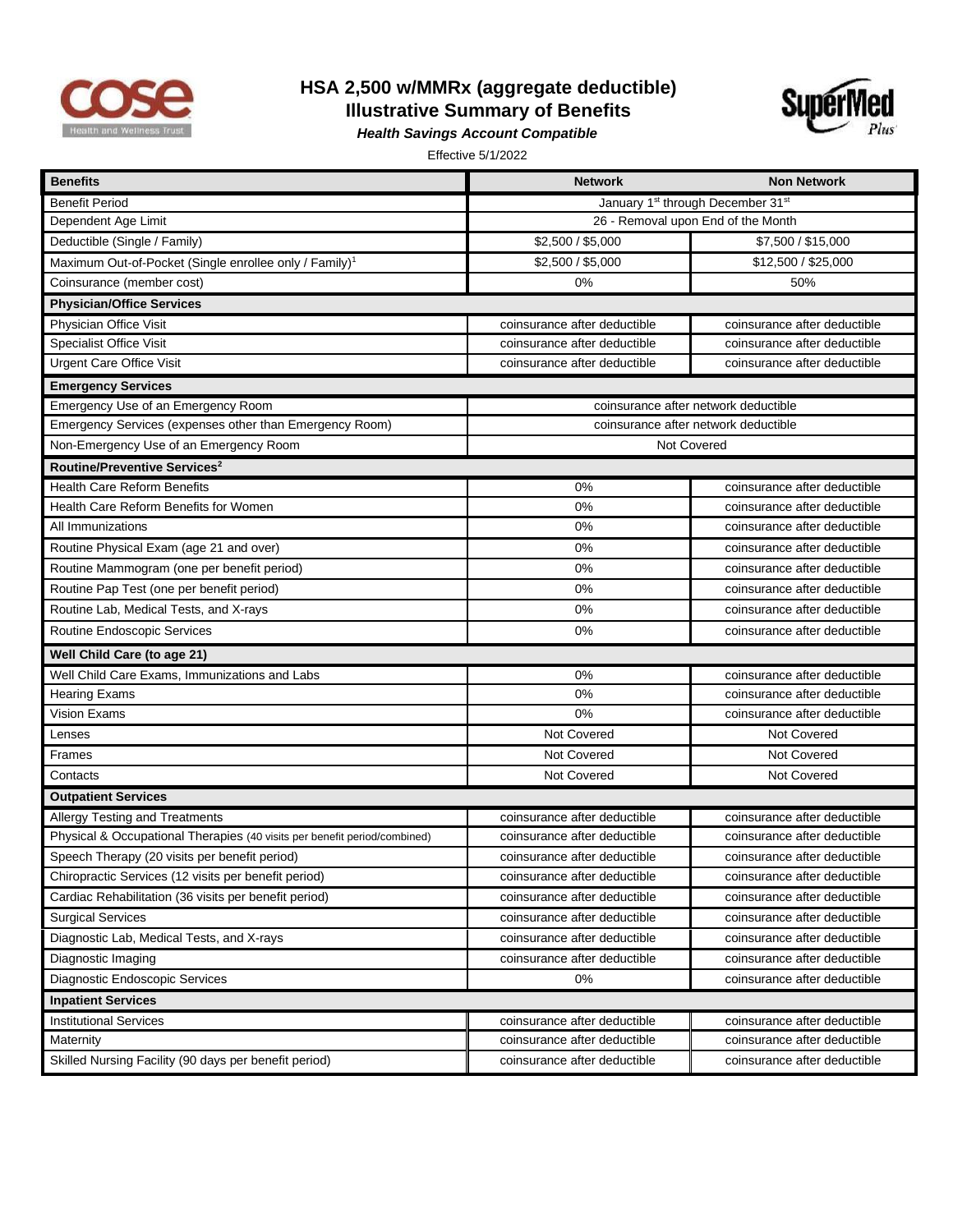# HSA 2,500 w/MMRx (aggregate deductible)
## Illustrative Summary of Benefits
***Health Savings Account Compatible***

Effective 5/1/2022

| Benefits | Network | Non Network |
|---|---|---|
| Benefit Period | January 1st through December 31st | |
| Dependent Age Limit | 26 - Removal upon End of the Month | |
| Deductible (Single / Family) | $2,500 / $5,000 | $7,500 / $15,000 |
| Maximum Out-of-Pocket (Single enrollee only / Family)[1] | $2,500 / $5,000 | $12,500 / $25,000 |
| Coinsurance (member cost) | 0% | 50% |
| **Physician/Office Services** | | |
| Physician Office Visit | coinsurance after deductible | coinsurance after deductible |
| Specialist Office Visit | coinsurance after deductible | coinsurance after deductible |
| Urgent Care Office Visit | coinsurance after deductible | coinsurance after deductible |
| **Emergency Services** | | |
| Emergency Use of an Emergency Room | coinsurance after network deductible | |
| Emergency Services (expenses other than Emergency Room) | coinsurance after network deductible | |
| Non-Emergency Use of an Emergency Room | Not Covered | |
| **Routine/Preventive Services[2]** | | |
| Health Care Reform Benefits | 0% | coinsurance after deductible |
| Health Care Reform Benefits for Women | 0% | coinsurance after deductible |
| All Immunizations | 0% | coinsurance after deductible |
| Routine Physical Exam (age 21 and over) | 0% | coinsurance after deductible |
| Routine Mammogram (one per benefit period) | 0% | coinsurance after deductible |
| Routine Pap Test (one per benefit period) | 0% | coinsurance after deductible |
| Routine Lab, Medical Tests, and X-rays | 0% | coinsurance after deductible |
| Routine Endoscopic Services | 0% | coinsurance after deductible |
| **Well Child Care (to age 21)** | | |
| Well Child Care Exams, Immunizations and Labs | 0% | coinsurance after deductible |
| Hearing Exams | 0% | coinsurance after deductible |
| Vision Exams | 0% | coinsurance after deductible |
| Lenses | Not Covered | Not Covered |
| Frames | Not Covered | Not Covered |
| Contacts | Not Covered | Not Covered |
| **Outpatient Services** | | |
| Allergy Testing and Treatments | coinsurance after deductible | coinsurance after deductible |
| Physical & Occupational Therapies (40 visits per benefit period/combined) | coinsurance after deductible | coinsurance after deductible |
| Speech Therapy (20 visits per benefit period) | coinsurance after deductible | coinsurance after deductible |
| Chiropractic Services (12 visits per benefit period) | coinsurance after deductible | coinsurance after deductible |
| Cardiac Rehabilitation (36 visits per benefit period) | coinsurance after deductible | coinsurance after deductible |
| Surgical Services | coinsurance after deductible | coinsurance after deductible |
| Diagnostic Lab, Medical Tests, and X-rays | coinsurance after deductible | coinsurance after deductible |
| Diagnostic Imaging | coinsurance after deductible | coinsurance after deductible |
| Diagnostic Endoscopic Services | 0% | coinsurance after deductible |
| **Inpatient Services** | | |
| Institutional Services | coinsurance after deductible | coinsurance after deductible |
| Maternity | coinsurance after deductible | coinsurance after deductible |
| Skilled Nursing Facility (90 days per benefit period) | coinsurance after deductible | coinsurance after deductible |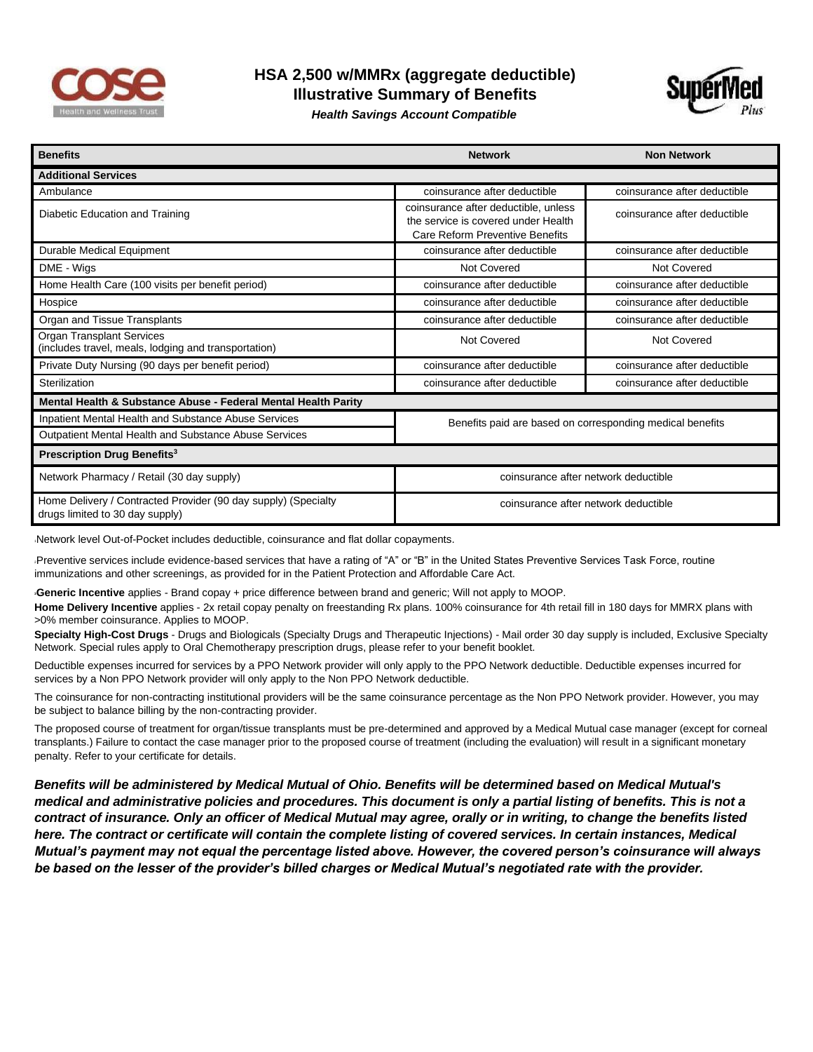# HSA 2,500 w/MMRx (aggregate deductible)
## Illustrative Summary of Benefits
***Health Savings Account Compatible***

| **Benefits** | **Network** | **Non Network** |
|---|---|---|
| **Additional Services** | | |
| Ambulance | coinsurance after deductible | coinsurance after deductible |
| Diabetic Education and Training | coinsurance after deductible, unless the service is covered under Health Care Reform Preventive Benefits | coinsurance after deductible |
| Durable Medical Equipment | coinsurance after deductible | coinsurance after deductible |
| DME - Wigs | Not Covered | Not Covered |
| Home Health Care (100 visits per benefit period) | coinsurance after deductible | coinsurance after deductible |
| Hospice | coinsurance after deductible | coinsurance after deductible |
| Organ and Tissue Transplants | coinsurance after deductible | coinsurance after deductible |
| Organ Transplant Services (includes travel, meals, lodging and transportation) | Not Covered | Not Covered |
| Private Duty Nursing (90 days per benefit period) | coinsurance after deductible | coinsurance after deductible |
| Sterilization | coinsurance after deductible | coinsurance after deductible |
| **Mental Health & Substance Abuse - Federal Mental Health Parity** | | |
| Inpatient Mental Health and Substance Abuse Services | Benefits paid are based on corresponding medical benefits | |
| Outpatient Mental Health and Substance Abuse Services | | |
| **Prescription Drug Benefits[3]** | | |
| Network Pharmacy / Retail (30 day supply) | coinsurance after network deductible | |
| Home Delivery / Contracted Provider (90 day supply) (Specialty drugs limited to 30 day supply) | coinsurance after network deductible | |

[1]Network level Out-of-Pocket includes deductible, coinsurance and flat dollar copayments.

[2]Preventive services include evidence-based services that have a rating of "A" or "B" in the United States Preventive Services Task Force, routine immunizations and other screenings, as provided for in the Patient Protection and Affordable Care Act.

[3]**Generic Incentive** applies - Brand copay + price difference between brand and generic; Will not apply to MOOP.
**Home Delivery Incentive** applies - 2x retail copay penalty on freestanding Rx plans. 100% coinsurance for 4th retail fill in 180 days for MMRX plans with >0% member coinsurance. Applies to MOOP.
**Specialty High-Cost Drugs** - Drugs and Biologicals (Specialty Drugs and Therapeutic Injections) - Mail order 30 day supply is included, Exclusive Specialty Network. Special rules apply to Oral Chemotherapy prescription drugs, please refer to your benefit booklet.

Deductible expenses incurred for services by a PPO Network provider will only apply to the PPO Network deductible. Deductible expenses incurred for services by a Non PPO Network provider will only apply to the Non PPO Network deductible.

The coinsurance for non-contracting institutional providers will be the same coinsurance percentage as the Non PPO Network provider. However, you may be subject to balance billing by the non-contracting provider.

The proposed course of treatment for organ/tissue transplants must be pre-determined and approved by a Medical Mutual case manager (except for corneal transplants.) Failure to contact the case manager prior to the proposed course of treatment (including the evaluation) will result in a significant monetary penalty. Refer to your certificate for details.

***Benefits will be administered by Medical Mutual of Ohio. Benefits will be determined based on Medical Mutual's medical and administrative policies and procedures. This document is only a partial listing of benefits. This is not a contract of insurance. Only an officer of Medical Mutual may agree, orally or in writing, to change the benefits listed here. The contract or certificate will contain the complete listing of covered services. In certain instances, Medical Mutual's payment may not equal the percentage listed above. However, the covered person's coinsurance will always be based on the lesser of the provider's billed charges or Medical Mutual's negotiated rate with the provider.***